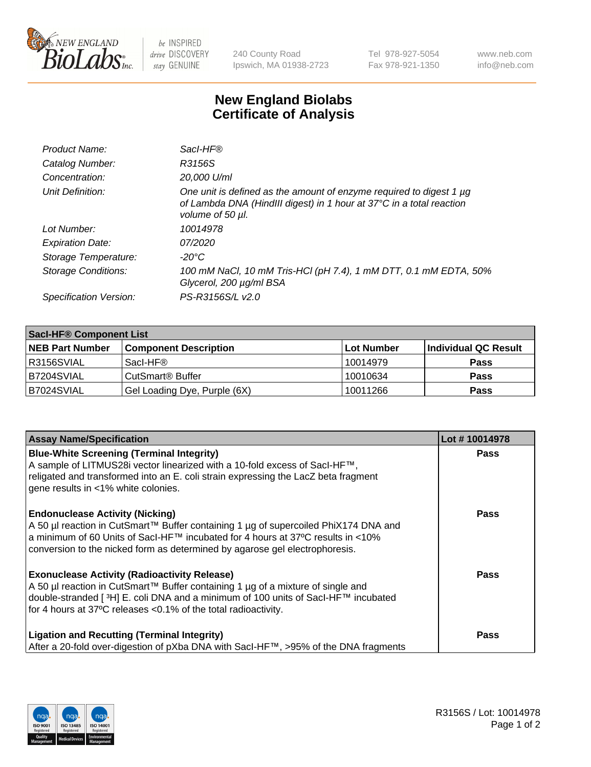# New England Biolabs Certificate of Analysis

| | |
|---|---|
| *Product Name:* | *SacI-HF®* |
| *Catalog Number:* | *R3156S* |
| *Concentration:* | *20,000 U/ml* |
| *Unit Definition:* | *One unit is defined as the amount of enzyme required to digest 1 µg of Lambda DNA (HindIII digest) in 1 hour at 37°C in a total reaction volume of 50 µl.* |
| *Lot Number:* | *10014978* |
| *Expiration Date:* | *07/2020* |
| *Storage Temperature:* | *-20°C* |
| *Storage Conditions:* | *100 mM NaCl, 10 mM Tris-HCl (pH 7.4), 1 mM DTT, 0.1 mM EDTA, 50% Glycerol, 200 µg/ml BSA* |
| *Specification Version:* | *PS-R3156S/L v2.0* |

| **SacI-HF® Component List** | | | |
|---|---|---|---|
| **NEB Part Number** | **Component Description** | **Lot Number** | **Individual QC Result** |
| R3156SVIAL | SacI-HF® | 10014979 | **Pass** |
| B7204SVIAL | CutSmart® Buffer | 10010634 | **Pass** |
| B7024SVIAL | Gel Loading Dye, Purple (6X) | 10011266 | **Pass** |

| **Assay Name/Specification** | **Lot # 10014978** |
|---|---|
| **Blue-White Screening (Terminal Integrity)**<br>A sample of LITMUS28i vector linearized with a 10-fold excess of SacI-HF™, religated and transformed into an E. coli strain expressing the LacZ beta fragment gene results in <1% white colonies. | **Pass** |
| **Endonuclease Activity (Nicking)**<br>A 50 µl reaction in CutSmart™ Buffer containing 1 µg of supercoiled PhiX174 DNA and a minimum of 60 Units of SacI-HF™ incubated for 4 hours at 37ºC results in <10% conversion to the nicked form as determined by agarose gel electrophoresis. | **Pass** |
| **Exonuclease Activity (Radioactivity Release)**<br>A 50 µl reaction in CutSmart™ Buffer containing 1 µg of a mixture of single and double-stranded [ $^{3}$H] E. coli DNA and a minimum of 100 units of SacI-HF™ incubated for 4 hours at 37ºC releases <0.1% of the total radioactivity. | **Pass** |
| **Ligation and Recutting (Terminal Integrity)**<br>After a 20-fold over-digestion of pXba DNA with SacI-HF™, >95% of the DNA fragments | **Pass** |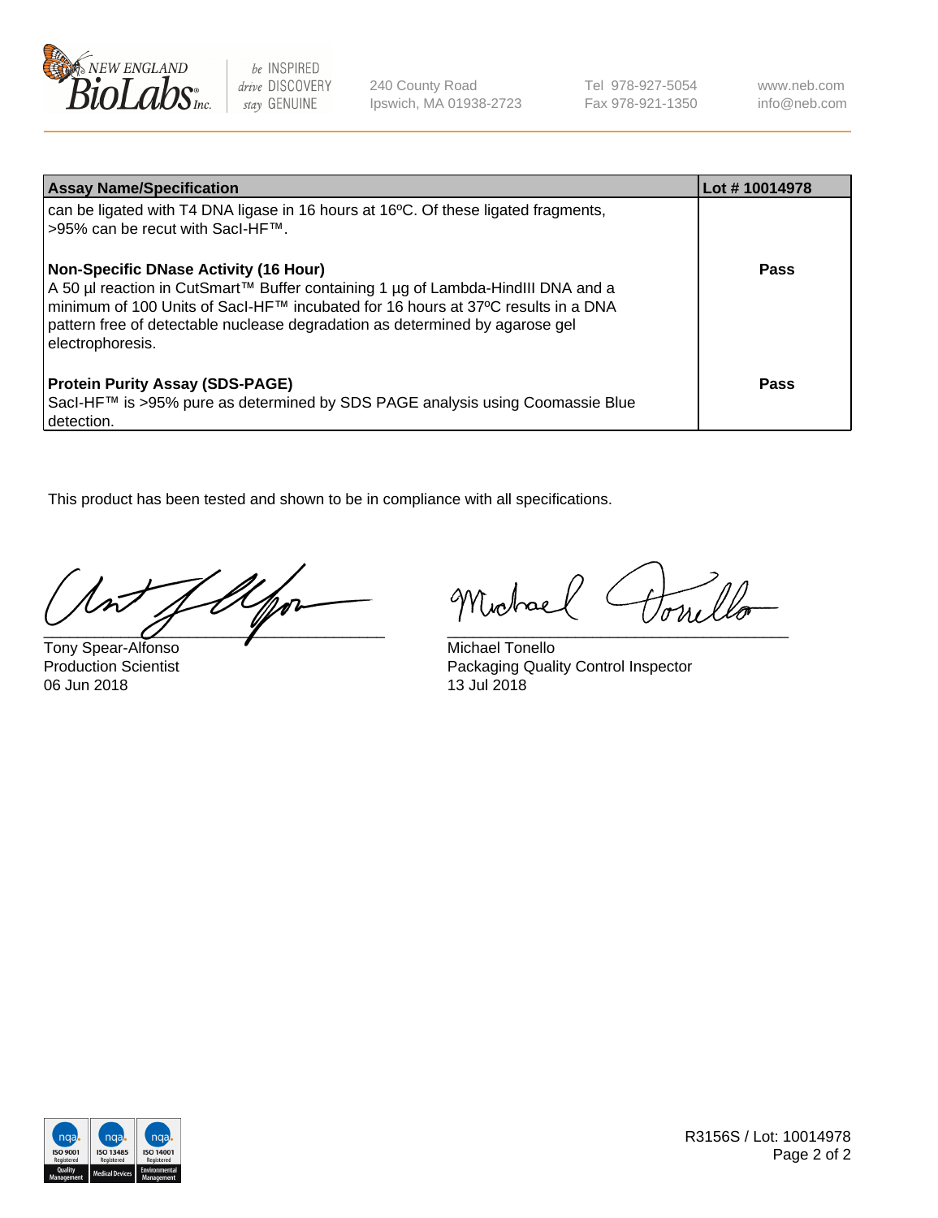| Assay Name/Specification | Lot # 10014978 |
|---|---|
| can be ligated with T4 DNA ligase in 16 hours at 16ºC. Of these ligated fragments, >95% can be recut with SacI-HF™. | |
| **Non-Specific DNase Activity (16 Hour)**<br>A 50 µl reaction in CutSmart™ Buffer containing 1 µg of Lambda-HindIII DNA and a minimum of 100 Units of SacI-HF™ incubated for 16 hours at 37ºC results in a DNA pattern free of detectable nuclease degradation as determined by agarose gel electrophoresis. | **Pass** |
| **Protein Purity Assay (SDS-PAGE)**<br>SacI-HF™ is >95% pure as determined by SDS PAGE analysis using Coomassie Blue detection. | **Pass** |

This product has been tested and shown to be in compliance with all specifications.

Tony Spear-Alfonso
Production Scientist
06 Jun 2018

Michael Tonello
Packaging Quality Control Inspector
13 Jul 2018

R3156S / Lot: 10014978